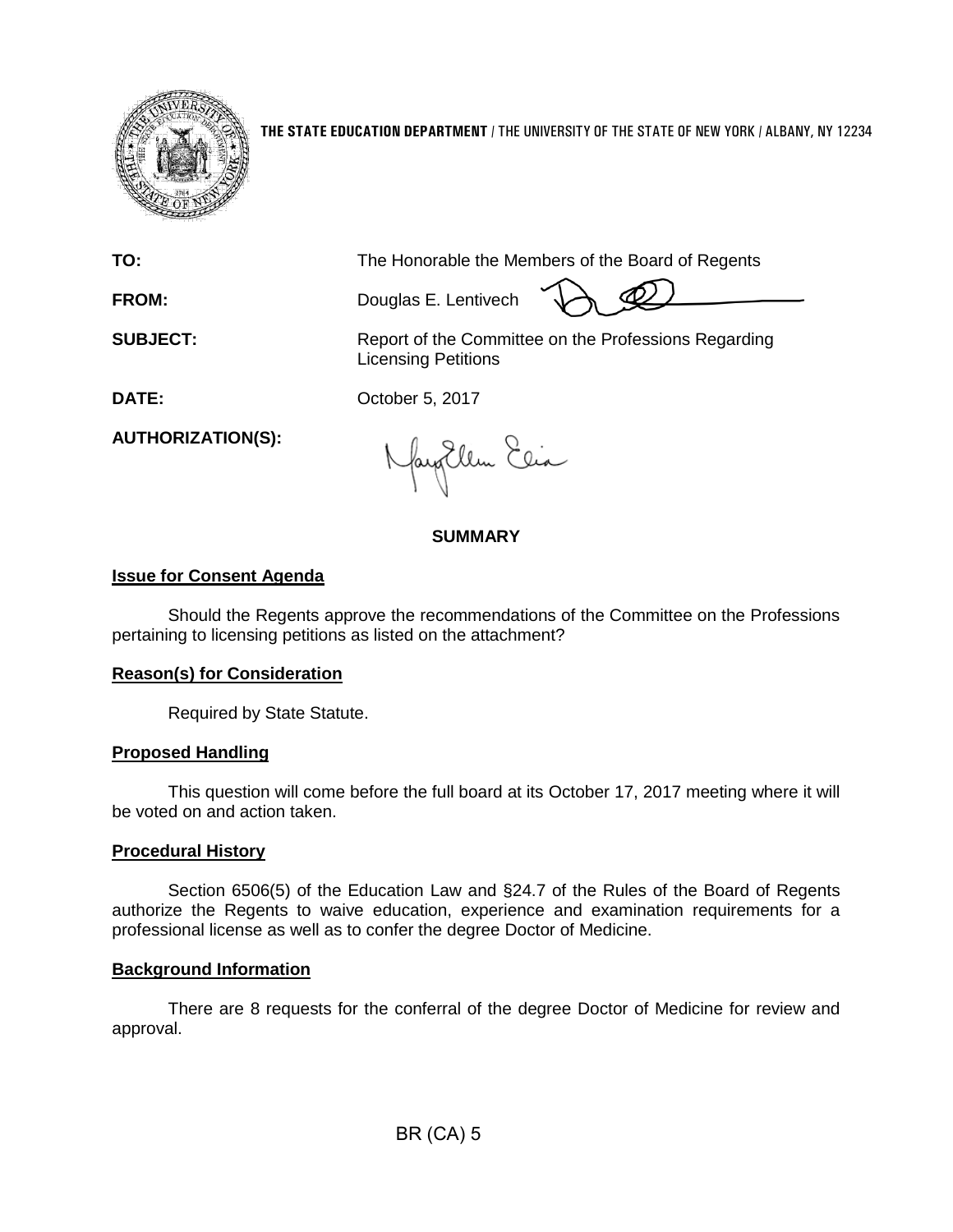**THE STATE EDUCATION DEPARTMENT** / THE UNIVERSITY OF THE STATE OF NEW YORK / ALBANY, NY 12234

**TO:** The Honorable the Members of the Board of Regents

**FROM:** Douglas E. Lentivech

**SUBJECT:** Report of the Committee on the Professions Regarding Licensing Petitions

**DATE:** October 5, 2017

**AUTHORIZATION(S):**

## SUMMARY

### Issue for Consent Agenda

Should the Regents approve the recommendations of the Committee on the Professions pertaining to licensing petitions as listed on the attachment?

### Reason(s) for Consideration

Required by State Statute.

### Proposed Handling

This question will come before the full board at its October 17, 2017 meeting where it will be voted on and action taken.

### Procedural History

Section 6506(5) of the Education Law and §24.7 of the Rules of the Board of Regents authorize the Regents to waive education, experience and examination requirements for a professional license as well as to confer the degree Doctor of Medicine.

### Background Information

There are 8 requests for the conferral of the degree Doctor of Medicine for review and approval.

BR (CA) 5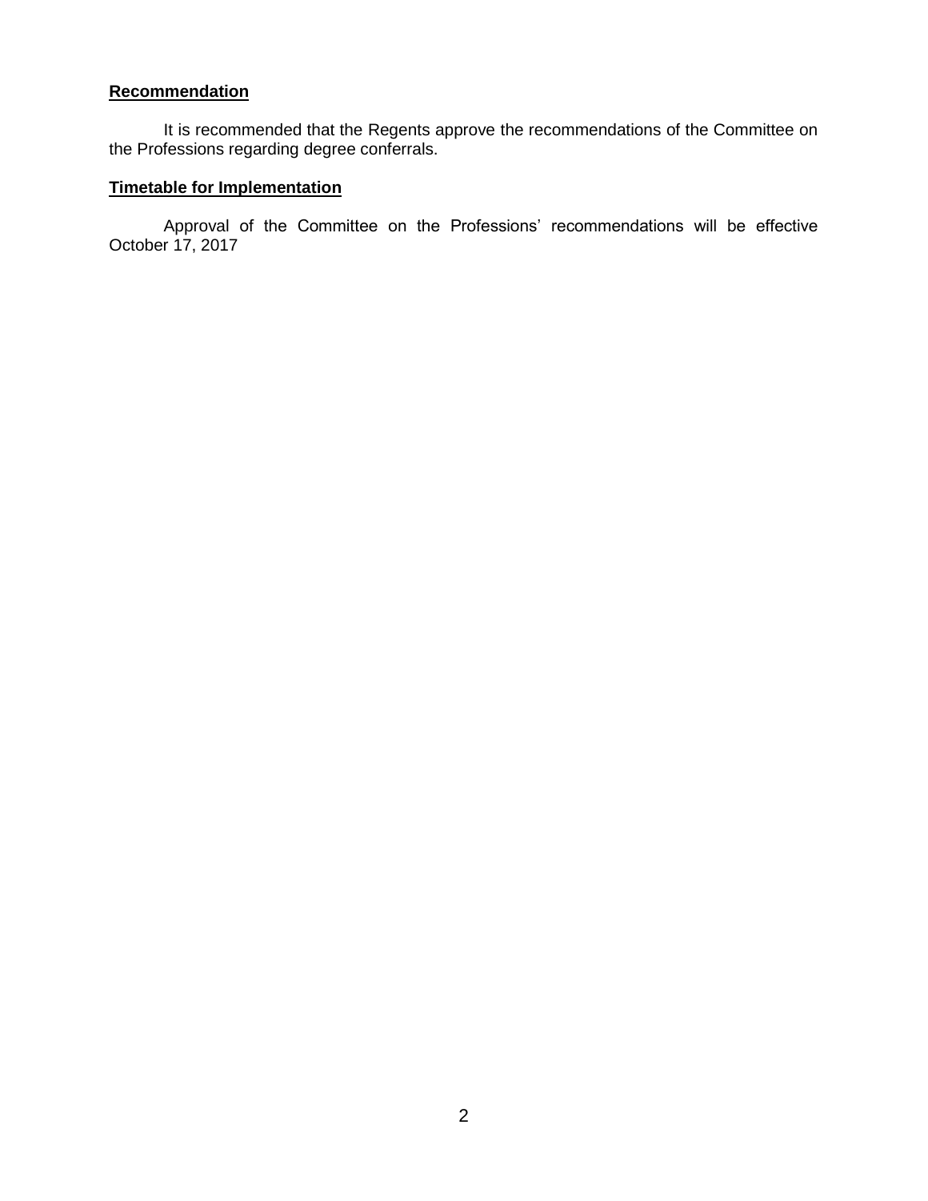**Recommendation**

It is recommended that the Regents approve the recommendations of the Committee on the Professions regarding degree conferrals.

**Timetable for Implementation**

Approval of the Committee on the Professions' recommendations will be effective October 17, 2017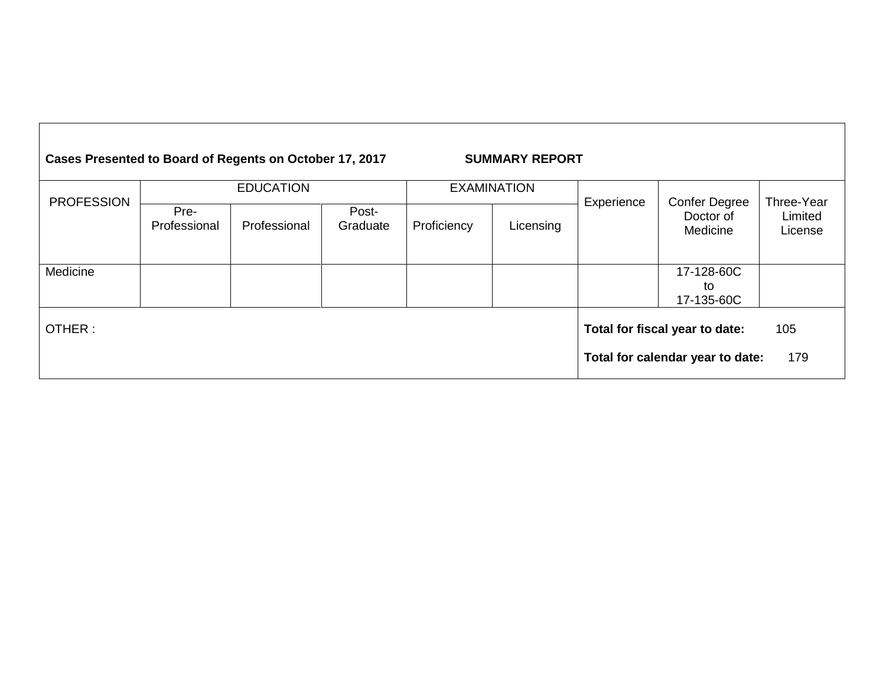**Cases Presented to Board of Regents on October 17, 2017** **SUMMARY REPORT**

| PROFESSION | EDUCATION | | | EXAMINATION | | Experience | Confer Degree Doctor of Medicine | Three-Year Limited License |
|---|---|---|---|---|---|---|---|---|
| | Pre-Professional | Professional | Post-Graduate | Proficiency | Licensing | | | |
| Medicine | | | | | | | 17-128-60C to 17-135-60C | |

OTHER :

**Total for fiscal year to date:** 105

**Total for calendar year to date:** 179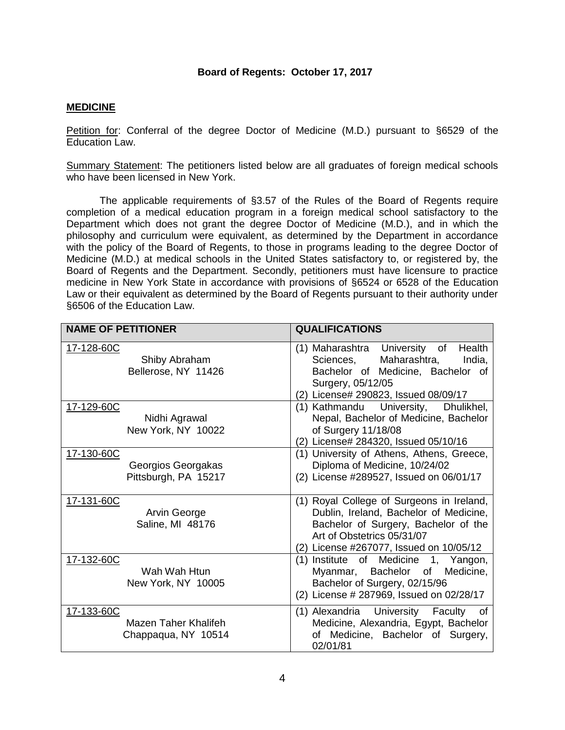**Board of Regents: October 17, 2017**

## MEDICINE

Petition for: Conferral of the degree Doctor of Medicine (M.D.) pursuant to §6529 of the Education Law.

Summary Statement: The petitioners listed below are all graduates of foreign medical schools who have been licensed in New York.

The applicable requirements of §3.57 of the Rules of the Board of Regents require completion of a medical education program in a foreign medical school satisfactory to the Department which does not grant the degree Doctor of Medicine (M.D.), and in which the philosophy and curriculum were equivalent, as determined by the Department in accordance with the policy of the Board of Regents, to those in programs leading to the degree Doctor of Medicine (M.D.) at medical schools in the United States satisfactory to, or registered by, the Board of Regents and the Department. Secondly, petitioners must have licensure to practice medicine in New York State in accordance with provisions of §6524 or 6528 of the Education Law or their equivalent as determined by the Board of Regents pursuant to their authority under §6506 of the Education Law.

| NAME OF PETITIONER | QUALIFICATIONS |
|---|---|
| 17-128-60C<br>Shiby Abraham<br>Bellerose, NY 11426 | (1) Maharashtra University of Health Sciences, Maharashtra, India, Bachelor of Medicine, Bachelor of Surgery, 05/12/05<br>(2) License# 290823, Issued 08/09/17 |
| 17-129-60C<br>Nidhi Agrawal<br>New York, NY 10022 | (1) Kathmandu University, Dhulikhel, Nepal, Bachelor of Medicine, Bachelor of Surgery 11/18/08<br>(2) License# 284320, Issued 05/10/16 |
| 17-130-60C<br>Georgios Georgakas<br>Pittsburgh, PA 15217 | (1) University of Athens, Athens, Greece, Diploma of Medicine, 10/24/02<br>(2) License #289527, Issued on 06/01/17 |
| 17-131-60C<br>Arvin George<br>Saline, MI 48176 | (1) Royal College of Surgeons in Ireland, Dublin, Ireland, Bachelor of Medicine, Bachelor of Surgery, Bachelor of the Art of Obstetrics 05/31/07<br>(2) License #267077, Issued on 10/05/12 |
| 17-132-60C<br>Wah Wah Htun<br>New York, NY 10005 | (1) Institute of Medicine 1, Yangon, Myanmar, Bachelor of Medicine, Bachelor of Surgery, 02/15/96<br>(2) License # 287969, Issued on 02/28/17 |
| 17-133-60C<br>Mazen Taher Khalifeh<br>Chappaqua, NY 10514 | (1) Alexandria University Faculty of Medicine, Alexandria, Egypt, Bachelor of Medicine, Bachelor of Surgery, 02/01/81 |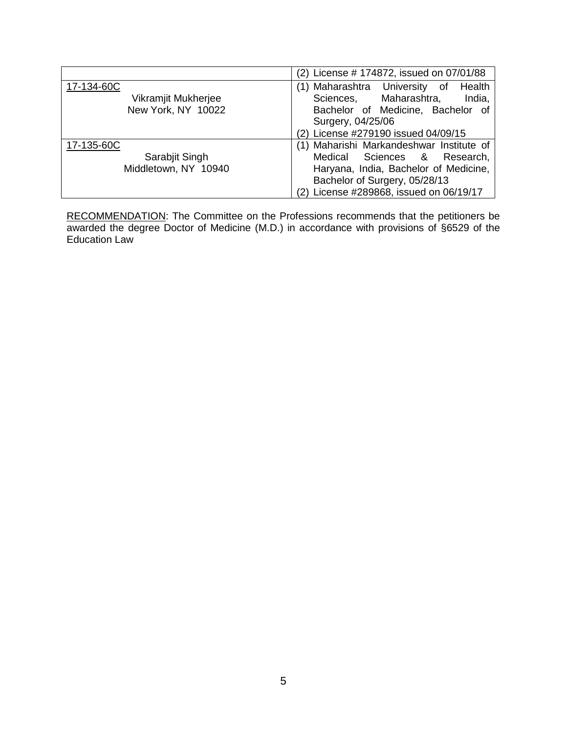| | |
|---|---|
| | (2) License # 174872, issued on 07/01/88 |
| 17-134-60C<br>Vikramjit Mukherjee<br>New York, NY 10022 | (1) Maharashtra University of Health Sciences, Maharashtra, India, Bachelor of Medicine, Bachelor of Surgery, 04/25/06<br>(2) License #279190 issued 04/09/15 |
| 17-135-60C<br>Sarabjit Singh<br>Middletown, NY 10940 | (1) Maharishi Markandeshwar Institute of Medical Sciences & Research, Haryana, India, Bachelor of Medicine, Bachelor of Surgery, 05/28/13<br>(2) License #289868, issued on 06/19/17 |

RECOMMENDATION: The Committee on the Professions recommends that the petitioners be awarded the degree Doctor of Medicine (M.D.) in accordance with provisions of §6529 of the Education Law